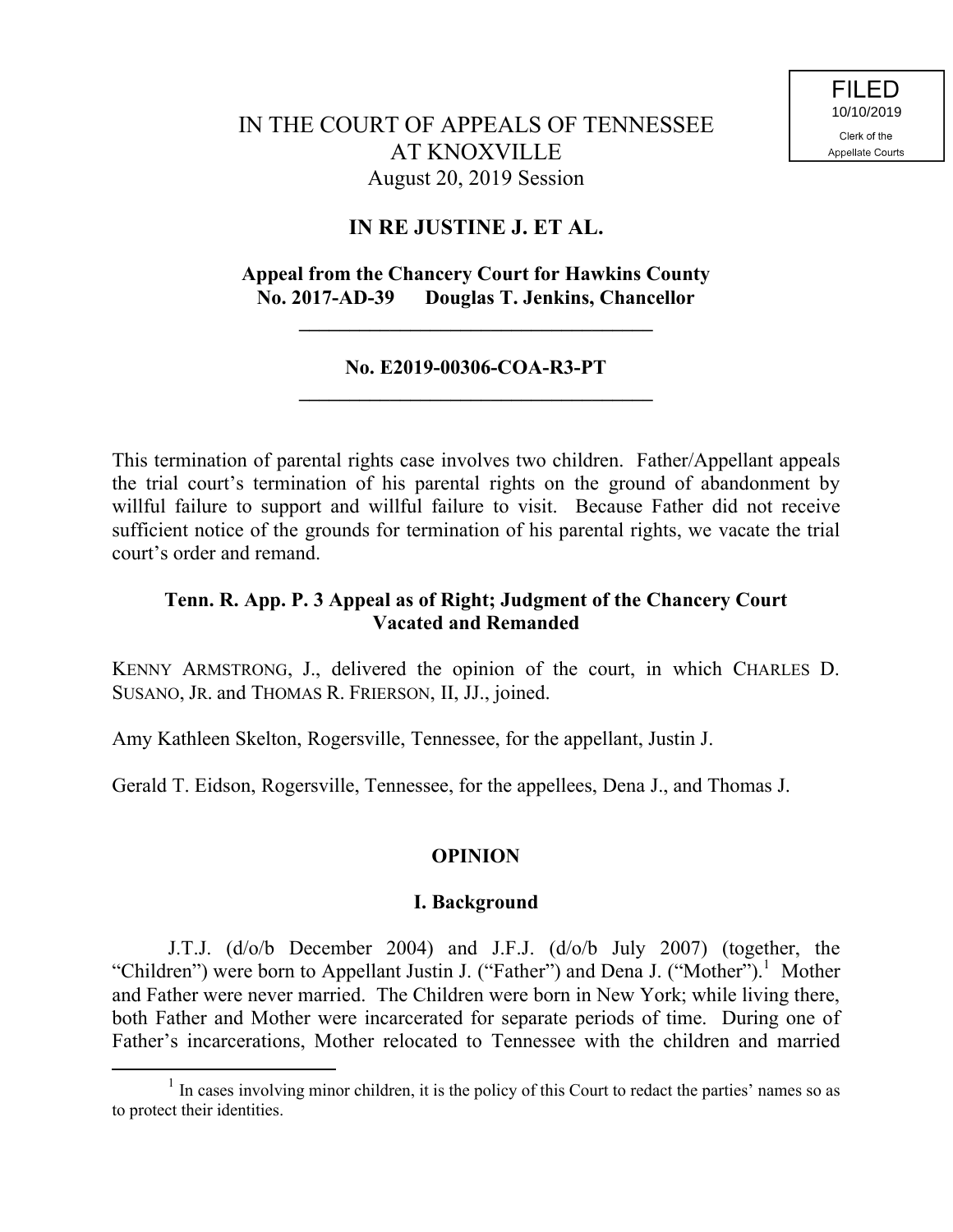FILED
10/10/2019
Clerk of the
Appellate Courts

IN THE COURT OF APPEALS OF TENNESSEE
AT KNOXVILLE
August 20, 2019 Session

**IN RE JUSTINE J. ET AL.**

**Appeal from the Chancery Court for Hawkins County**
**No. 2017-AD-39 Douglas T. Jenkins, Chancellor**

---

**No. E2019-00306-COA-R3-PT**

---

This termination of parental rights case involves two children. Father/Appellant appeals the trial court's termination of his parental rights on the ground of abandonment by willful failure to support and willful failure to visit. Because Father did not receive sufficient notice of the grounds for termination of his parental rights, we vacate the trial court's order and remand.

**Tenn. R. App. P. 3 Appeal as of Right; Judgment of the Chancery Court Vacated and Remanded**

KENNY ARMSTRONG, J., delivered the opinion of the court, in which CHARLES D. SUSANO, JR. and THOMAS R. FRIERSON, II, JJ., joined.

Amy Kathleen Skelton, Rogersville, Tennessee, for the appellant, Justin J.

Gerald T. Eidson, Rogersville, Tennessee, for the appellees, Dena J., and Thomas J.

## OPINION

### I. Background

J.T.J. (d/o/b December 2004) and J.F.J. (d/o/b July 2007) (together, the "Children") were born to Appellant Justin J. ("Father") and Dena J. ("Mother").[1] Mother and Father were never married. The Children were born in New York; while living there, both Father and Mother were incarcerated for separate periods of time. During one of Father's incarcerations, Mother relocated to Tennessee with the children and married

---

[1] In cases involving minor children, it is the policy of this Court to redact the parties' names so as to protect their identities.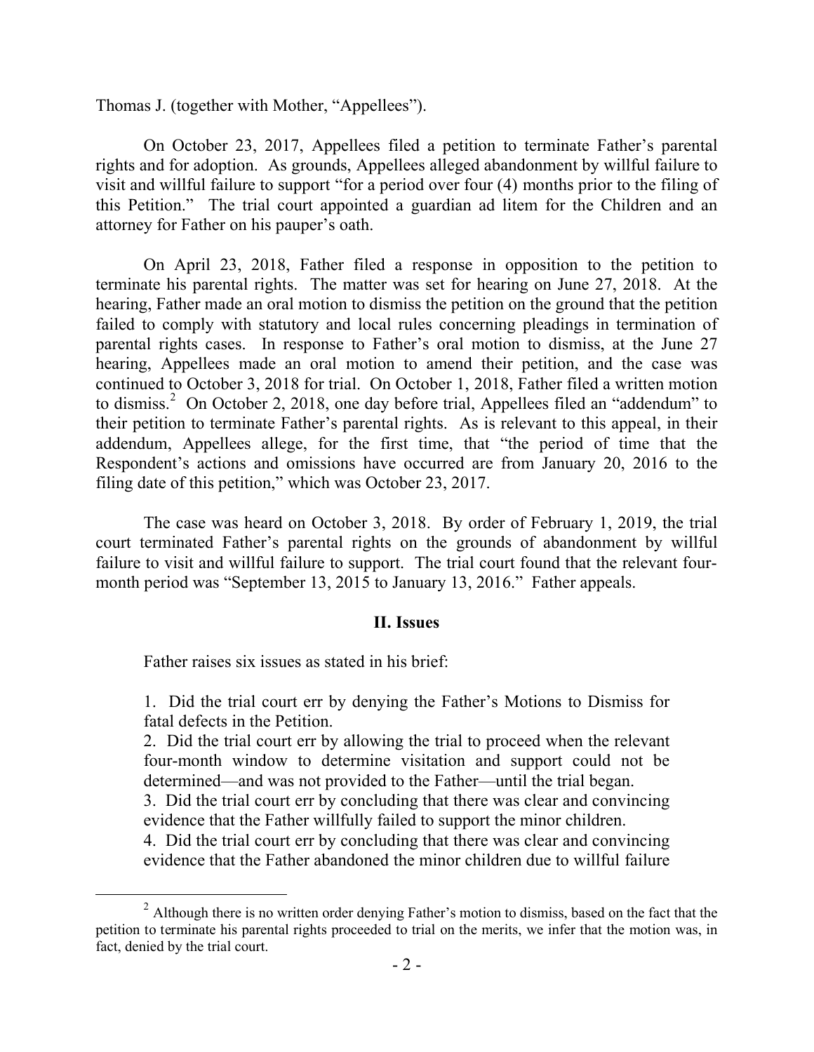Thomas J. (together with Mother, "Appellees").

On October 23, 2017, Appellees filed a petition to terminate Father's parental rights and for adoption. As grounds, Appellees alleged abandonment by willful failure to visit and willful failure to support "for a period over four (4) months prior to the filing of this Petition." The trial court appointed a guardian ad litem for the Children and an attorney for Father on his pauper's oath.

On April 23, 2018, Father filed a response in opposition to the petition to terminate his parental rights. The matter was set for hearing on June 27, 2018. At the hearing, Father made an oral motion to dismiss the petition on the ground that the petition failed to comply with statutory and local rules concerning pleadings in termination of parental rights cases. In response to Father's oral motion to dismiss, at the June 27 hearing, Appellees made an oral motion to amend their petition, and the case was continued to October 3, 2018 for trial. On October 1, 2018, Father filed a written motion to dismiss.[2] On October 2, 2018, one day before trial, Appellees filed an "addendum" to their petition to terminate Father's parental rights. As is relevant to this appeal, in their addendum, Appellees allege, for the first time, that "the period of time that the Respondent's actions and omissions have occurred are from January 20, 2016 to the filing date of this petition," which was October 23, 2017.

The case was heard on October 3, 2018. By order of February 1, 2019, the trial court terminated Father's parental rights on the grounds of abandonment by willful failure to visit and willful failure to support. The trial court found that the relevant four-month period was "September 13, 2015 to January 13, 2016." Father appeals.

## II. Issues

Father raises six issues as stated in his brief:

> 1. Did the trial court err by denying the Father's Motions to Dismiss for fatal defects in the Petition.
> 2. Did the trial court err by allowing the trial to proceed when the relevant four-month window to determine visitation and support could not be determined—and was not provided to the Father—until the trial began.
> 3. Did the trial court err by concluding that there was clear and convincing evidence that the Father willfully failed to support the minor children.
> 4. Did the trial court err by concluding that there was clear and convincing evidence that the Father abandoned the minor children due to willful failure

---

[2] Although there is no written order denying Father's motion to dismiss, based on the fact that the petition to terminate his parental rights proceeded to trial on the merits, we infer that the motion was, in fact, denied by the trial court.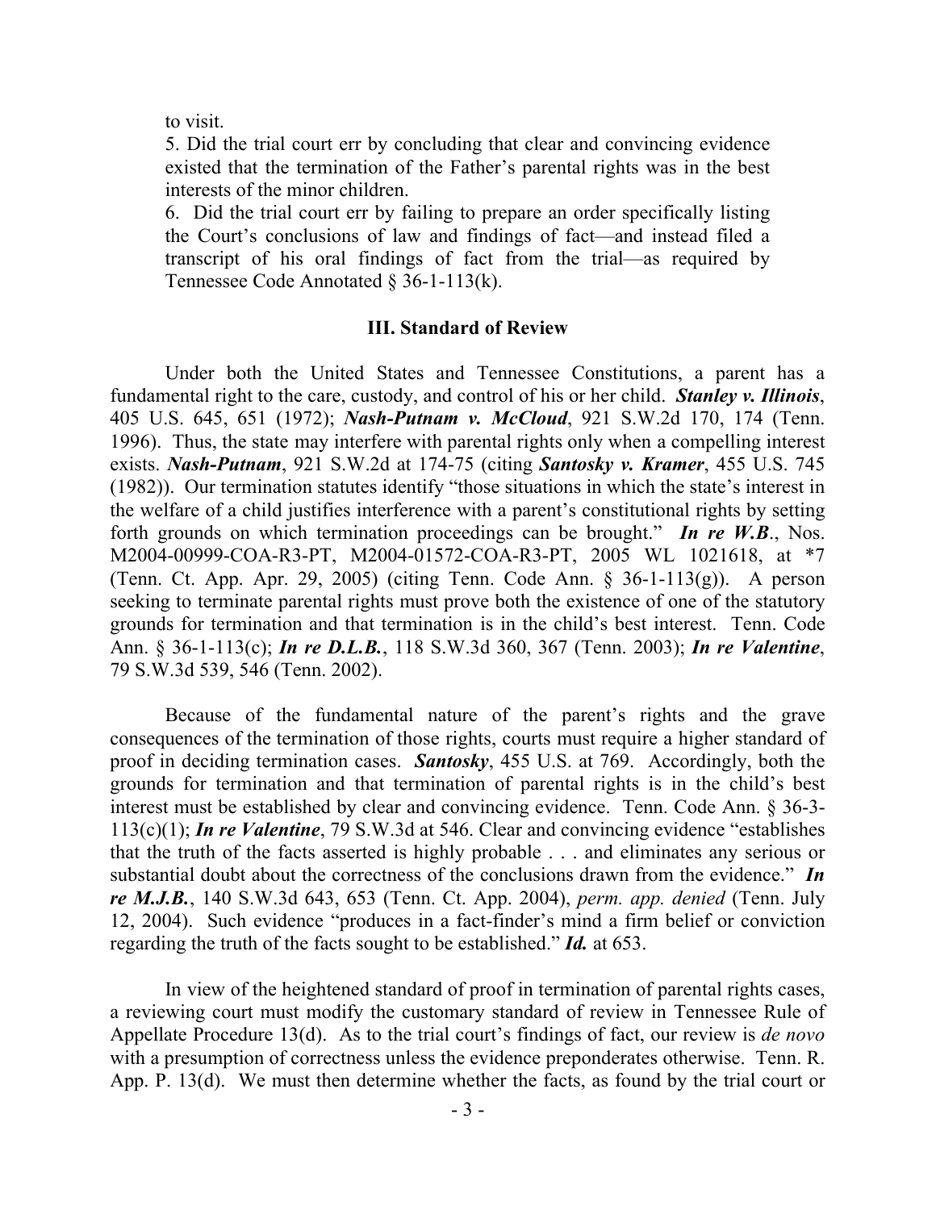to visit.

5. Did the trial court err by concluding that clear and convincing evidence existed that the termination of the Father's parental rights was in the best interests of the minor children.

6. Did the trial court err by failing to prepare an order specifically listing the Court's conclusions of law and findings of fact—and instead filed a transcript of his oral findings of fact from the trial—as required by Tennessee Code Annotated § 36-1-113(k).

### III. Standard of Review

Under both the United States and Tennessee Constitutions, a parent has a fundamental right to the care, custody, and control of his or her child. ***Stanley v. Illinois***, 405 U.S. 645, 651 (1972); ***Nash-Putnam v. McCloud***, 921 S.W.2d 170, 174 (Tenn. 1996). Thus, the state may interfere with parental rights only when a compelling interest exists. ***Nash-Putnam***, 921 S.W.2d at 174-75 (citing ***Santosky v. Kramer***, 455 U.S. 745 (1982)). Our termination statutes identify "those situations in which the state's interest in the welfare of a child justifies interference with a parent's constitutional rights by setting forth grounds on which termination proceedings can be brought." ***In re W.B***., Nos. M2004-00999-COA-R3-PT, M2004-01572-COA-R3-PT, 2005 WL 1021618, at \*7 (Tenn. Ct. App. Apr. 29, 2005) (citing Tenn. Code Ann. § 36-1-113(g)). A person seeking to terminate parental rights must prove both the existence of one of the statutory grounds for termination and that termination is in the child's best interest. Tenn. Code Ann. § 36-1-113(c); ***In re D.L.B.***, 118 S.W.3d 360, 367 (Tenn. 2003); ***In re Valentine***, 79 S.W.3d 539, 546 (Tenn. 2002).

Because of the fundamental nature of the parent's rights and the grave consequences of the termination of those rights, courts must require a higher standard of proof in deciding termination cases. ***Santosky***, 455 U.S. at 769. Accordingly, both the grounds for termination and that termination of parental rights is in the child's best interest must be established by clear and convincing evidence. Tenn. Code Ann. § 36-3-113(c)(1); ***In re Valentine***, 79 S.W.3d at 546. Clear and convincing evidence "establishes that the truth of the facts asserted is highly probable . . . and eliminates any serious or substantial doubt about the correctness of the conclusions drawn from the evidence." ***In re M.J.B.***, 140 S.W.3d 643, 653 (Tenn. Ct. App. 2004), *perm. app. denied* (Tenn. July 12, 2004). Such evidence "produces in a fact-finder's mind a firm belief or conviction regarding the truth of the facts sought to be established." ***Id.*** at 653.

In view of the heightened standard of proof in termination of parental rights cases, a reviewing court must modify the customary standard of review in Tennessee Rule of Appellate Procedure 13(d). As to the trial court's findings of fact, our review is *de novo* with a presumption of correctness unless the evidence preponderates otherwise. Tenn. R. App. P. 13(d). We must then determine whether the facts, as found by the trial court or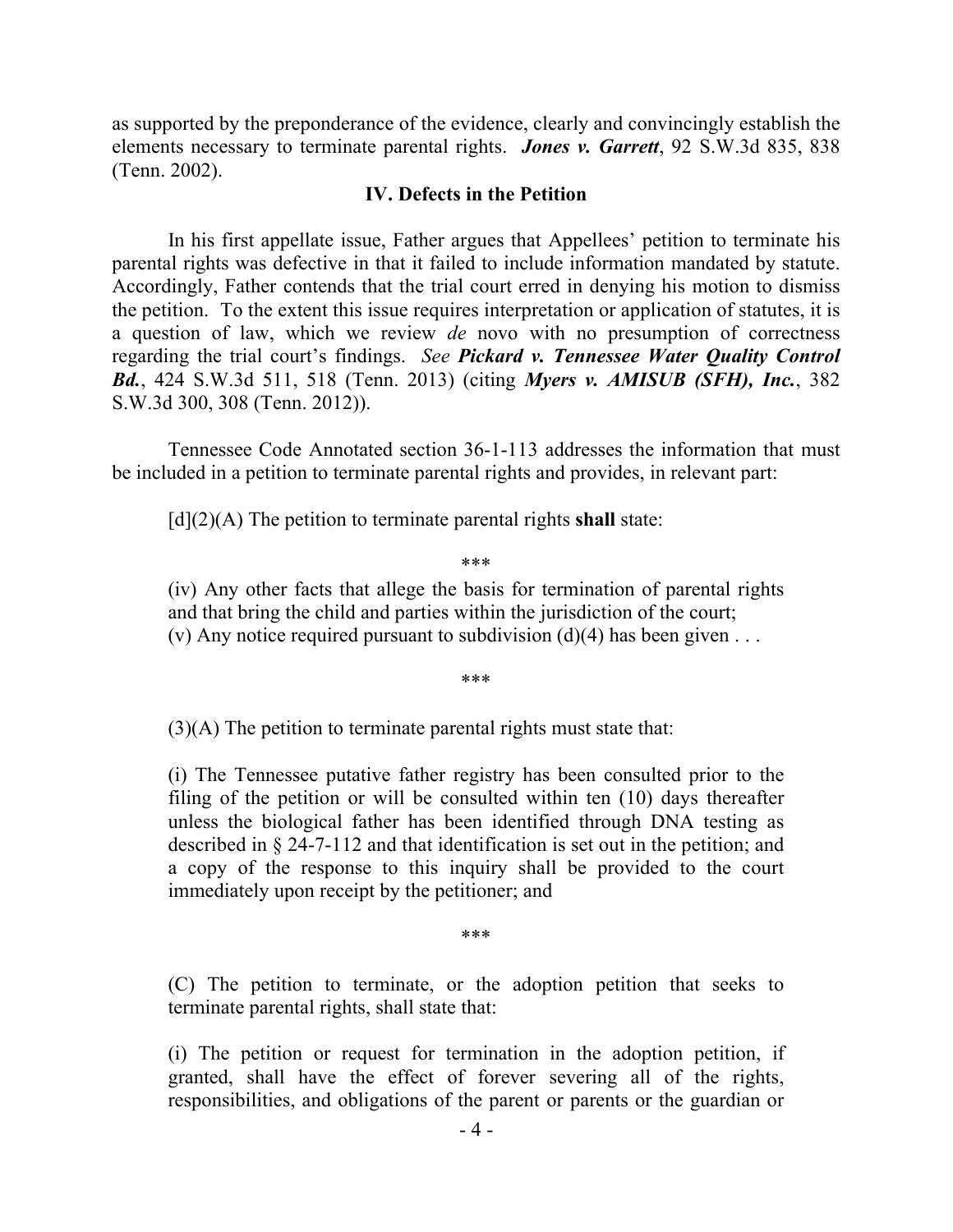as supported by the preponderance of the evidence, clearly and convincingly establish the elements necessary to terminate parental rights. ***Jones v. Garrett***, 92 S.W.3d 835, 838 (Tenn. 2002).

## IV. Defects in the Petition

In his first appellate issue, Father argues that Appellees' petition to terminate his parental rights was defective in that it failed to include information mandated by statute. Accordingly, Father contends that the trial court erred in denying his motion to dismiss the petition. To the extent this issue requires interpretation or application of statutes, it is a question of law, which we review *de* novo with no presumption of correctness regarding the trial court's findings. *See* ***Pickard v. Tennessee Water Quality Control Bd.***, 424 S.W.3d 511, 518 (Tenn. 2013) (citing ***Myers v. AMISUB (SFH), Inc.***, 382 S.W.3d 300, 308 (Tenn. 2012)).

Tennessee Code Annotated section 36-1-113 addresses the information that must be included in a petition to terminate parental rights and provides, in relevant part:

> [d](2)(A) The petition to terminate parental rights **shall** state:
>
> \*\*\*
>
> (iv) Any other facts that allege the basis for termination of parental rights and that bring the child and parties within the jurisdiction of the court;
> (v) Any notice required pursuant to subdivision (d)(4) has been given . . .
>
> \*\*\*
>
> (3)(A) The petition to terminate parental rights must state that:
>
> (i) The Tennessee putative father registry has been consulted prior to the filing of the petition or will be consulted within ten (10) days thereafter unless the biological father has been identified through DNA testing as described in § 24-7-112 and that identification is set out in the petition; and a copy of the response to this inquiry shall be provided to the court immediately upon receipt by the petitioner; and
>
> \*\*\*
>
> (C) The petition to terminate, or the adoption petition that seeks to terminate parental rights, shall state that:
>
> (i) The petition or request for termination in the adoption petition, if granted, shall have the effect of forever severing all of the rights, responsibilities, and obligations of the parent or parents or the guardian or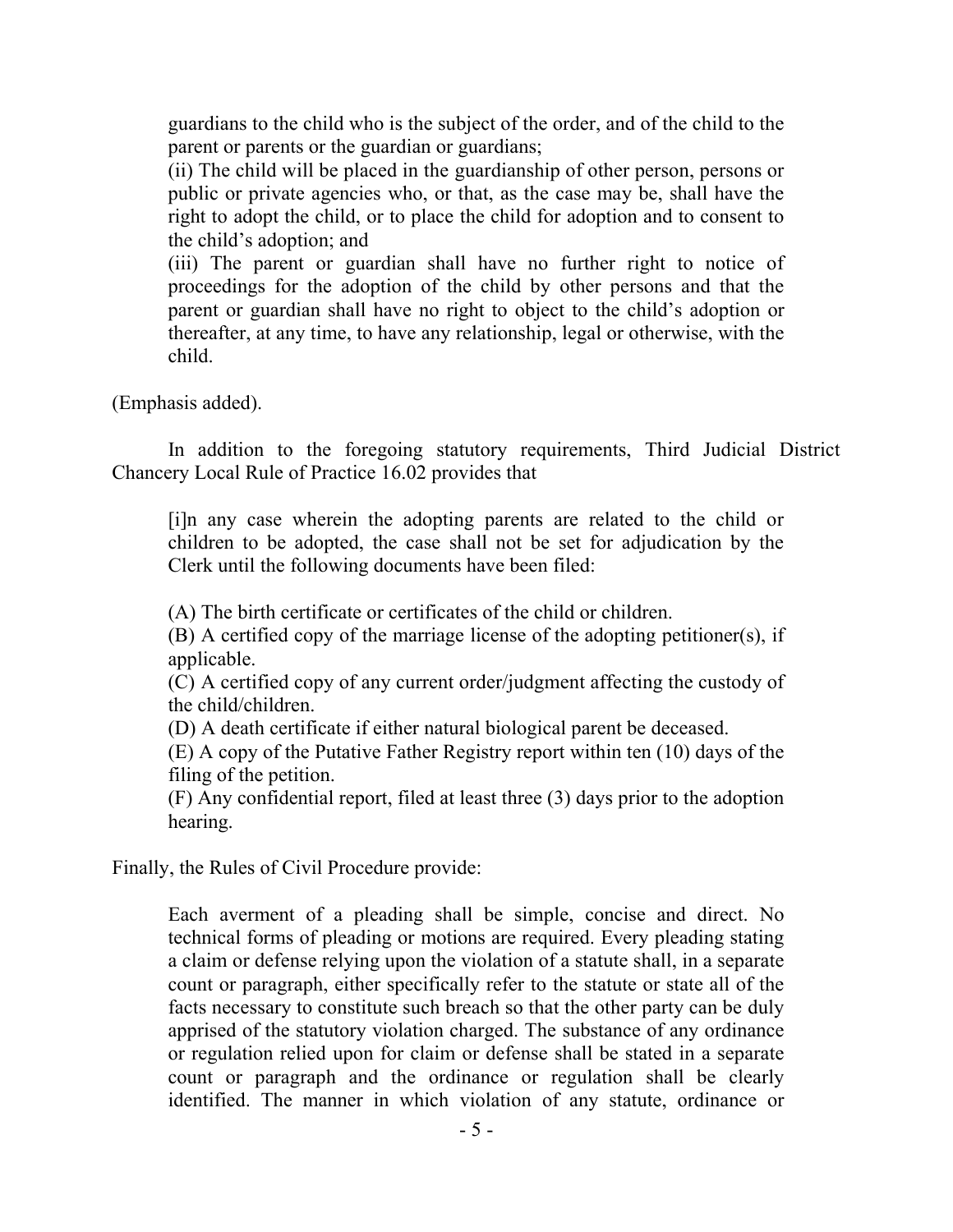> guardians to the child who is the subject of the order, and of the child to the parent or parents or the guardian or guardians;
>
> (ii) The child will be placed in the guardianship of other person, persons or public or private agencies who, or that, as the case may be, shall have the right to adopt the child, or to place the child for adoption and to consent to the child's adoption; and
>
> (iii) The parent or guardian shall have no further right to notice of proceedings for the adoption of the child by other persons and that the parent or guardian shall have no right to object to the child's adoption or thereafter, at any time, to have any relationship, legal or otherwise, with the child.

(Emphasis added).

In addition to the foregoing statutory requirements, Third Judicial District Chancery Local Rule of Practice 16.02 provides that

> [i]n any case wherein the adopting parents are related to the child or children to be adopted, the case shall not be set for adjudication by the Clerk until the following documents have been filed:
>
> (A) The birth certificate or certificates of the child or children.
>
> (B) A certified copy of the marriage license of the adopting petitioner(s), if applicable.
>
> (C) A certified copy of any current order/judgment affecting the custody of the child/children.
>
> (D) A death certificate if either natural biological parent be deceased.
>
> (E) A copy of the Putative Father Registry report within ten (10) days of the filing of the petition.
>
> (F) Any confidential report, filed at least three (3) days prior to the adoption hearing.

Finally, the Rules of Civil Procedure provide:

> Each averment of a pleading shall be simple, concise and direct. No technical forms of pleading or motions are required. Every pleading stating a claim or defense relying upon the violation of a statute shall, in a separate count or paragraph, either specifically refer to the statute or state all of the facts necessary to constitute such breach so that the other party can be duly apprised of the statutory violation charged. The substance of any ordinance or regulation relied upon for claim or defense shall be stated in a separate count or paragraph and the ordinance or regulation shall be clearly identified. The manner in which violation of any statute, ordinance or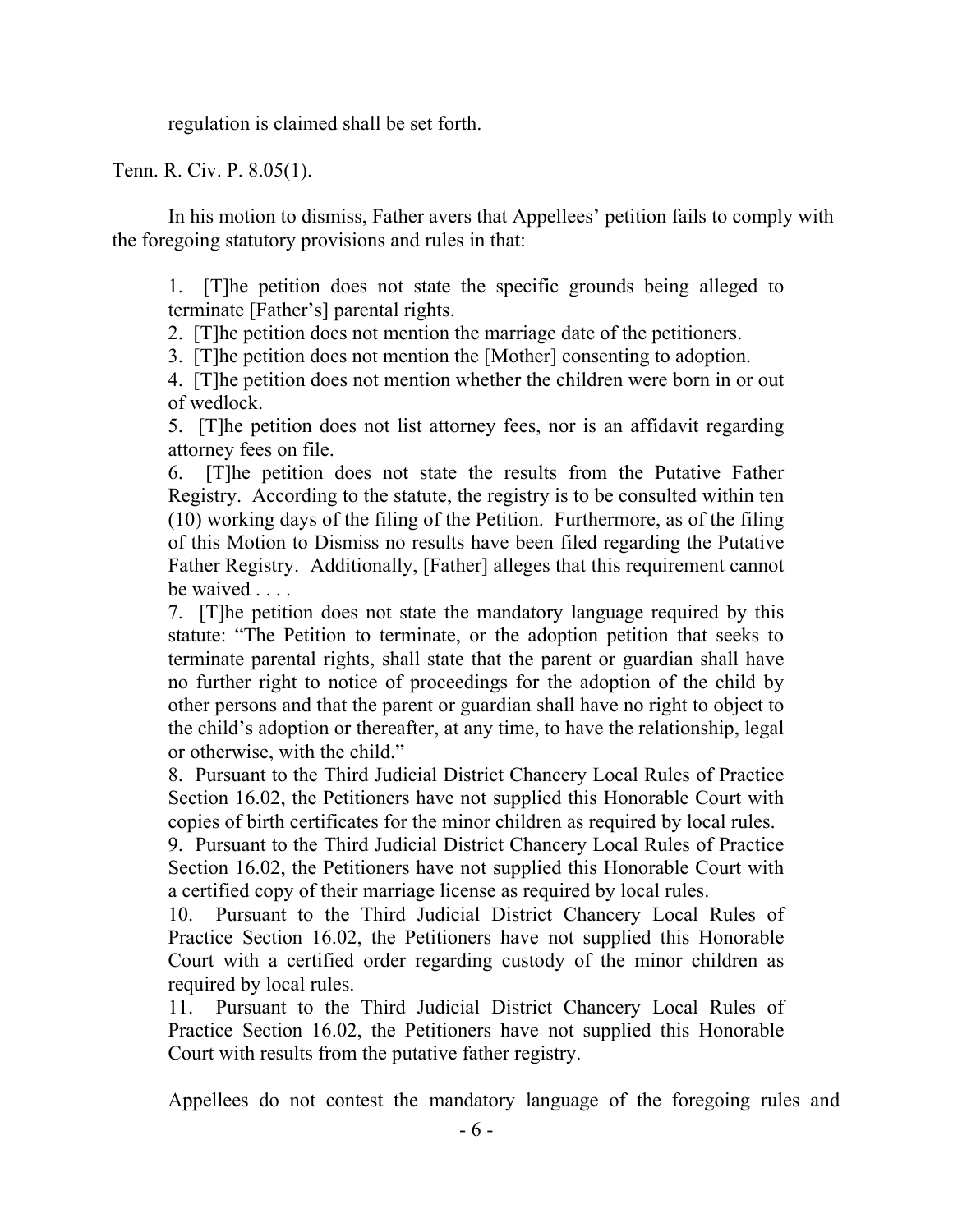regulation is claimed shall be set forth.

Tenn. R. Civ. P. 8.05(1).

In his motion to dismiss, Father avers that Appellees' petition fails to comply with the foregoing statutory provisions and rules in that:

> 1. [T]he petition does not state the specific grounds being alleged to terminate [Father's] parental rights.
> 2. [T]he petition does not mention the marriage date of the petitioners.
> 3. [T]he petition does not mention the [Mother] consenting to adoption.
> 4. [T]he petition does not mention whether the children were born in or out of wedlock.
> 5. [T]he petition does not list attorney fees, nor is an affidavit regarding attorney fees on file.
> 6. [T]he petition does not state the results from the Putative Father Registry. According to the statute, the registry is to be consulted within ten (10) working days of the filing of the Petition. Furthermore, as of the filing of this Motion to Dismiss no results have been filed regarding the Putative Father Registry. Additionally, [Father] alleges that this requirement cannot be waived . . . .
> 7. [T]he petition does not state the mandatory language required by this statute: "The Petition to terminate, or the adoption petition that seeks to terminate parental rights, shall state that the parent or guardian shall have no further right to notice of proceedings for the adoption of the child by other persons and that the parent or guardian shall have no right to object to the child's adoption or thereafter, at any time, to have the relationship, legal or otherwise, with the child."
> 8. Pursuant to the Third Judicial District Chancery Local Rules of Practice Section 16.02, the Petitioners have not supplied this Honorable Court with copies of birth certificates for the minor children as required by local rules.
> 9. Pursuant to the Third Judicial District Chancery Local Rules of Practice Section 16.02, the Petitioners have not supplied this Honorable Court with a certified copy of their marriage license as required by local rules.
> 10. Pursuant to the Third Judicial District Chancery Local Rules of Practice Section 16.02, the Petitioners have not supplied this Honorable Court with a certified order regarding custody of the minor children as required by local rules.
> 11. Pursuant to the Third Judicial District Chancery Local Rules of Practice Section 16.02, the Petitioners have not supplied this Honorable Court with results from the putative father registry.

Appellees do not contest the mandatory language of the foregoing rules and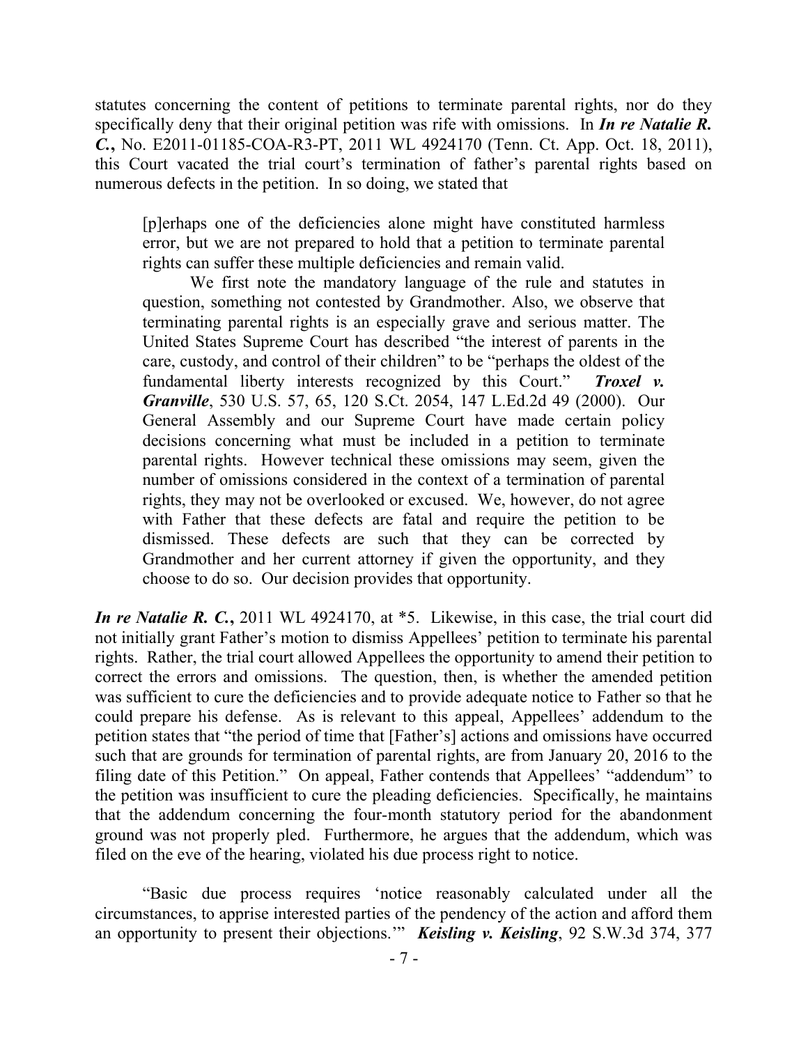statutes concerning the content of petitions to terminate parental rights, nor do they specifically deny that their original petition was rife with omissions. In ***In re Natalie R. C.***, No. E2011-01185-COA-R3-PT, 2011 WL 4924170 (Tenn. Ct. App. Oct. 18, 2011), this Court vacated the trial court's termination of father's parental rights based on numerous defects in the petition. In so doing, we stated that

> [p]erhaps one of the deficiencies alone might have constituted harmless error, but we are not prepared to hold that a petition to terminate parental rights can suffer these multiple deficiencies and remain valid.
>
> We first note the mandatory language of the rule and statutes in question, something not contested by Grandmother. Also, we observe that terminating parental rights is an especially grave and serious matter. The United States Supreme Court has described "the interest of parents in the care, custody, and control of their children" to be "perhaps the oldest of the fundamental liberty interests recognized by this Court." ***Troxel v. Granville***, 530 U.S. 57, 65, 120 S.Ct. 2054, 147 L.Ed.2d 49 (2000). Our General Assembly and our Supreme Court have made certain policy decisions concerning what must be included in a petition to terminate parental rights. However technical these omissions may seem, given the number of omissions considered in the context of a termination of parental rights, they may not be overlooked or excused. We, however, do not agree with Father that these defects are fatal and require the petition to be dismissed. These defects are such that they can be corrected by Grandmother and her current attorney if given the opportunity, and they choose to do so. Our decision provides that opportunity.

***In re Natalie R. C.***, 2011 WL 4924170, at *5. Likewise, in this case, the trial court did not initially grant Father's motion to dismiss Appellees' petition to terminate his parental rights. Rather, the trial court allowed Appellees the opportunity to amend their petition to correct the errors and omissions. The question, then, is whether the amended petition was sufficient to cure the deficiencies and to provide adequate notice to Father so that he could prepare his defense. As is relevant to this appeal, Appellees' addendum to the petition states that "the period of time that [Father's] actions and omissions have occurred such that are grounds for termination of parental rights, are from January 20, 2016 to the filing date of this Petition." On appeal, Father contends that Appellees' "addendum" to the petition was insufficient to cure the pleading deficiencies. Specifically, he maintains that the addendum concerning the four-month statutory period for the abandonment ground was not properly pled. Furthermore, he argues that the addendum, which was filed on the eve of the hearing, violated his due process right to notice.

"Basic due process requires 'notice reasonably calculated under all the circumstances, to apprise interested parties of the pendency of the action and afford them an opportunity to present their objections.'" ***Keisling v. Keisling***, 92 S.W.3d 374, 377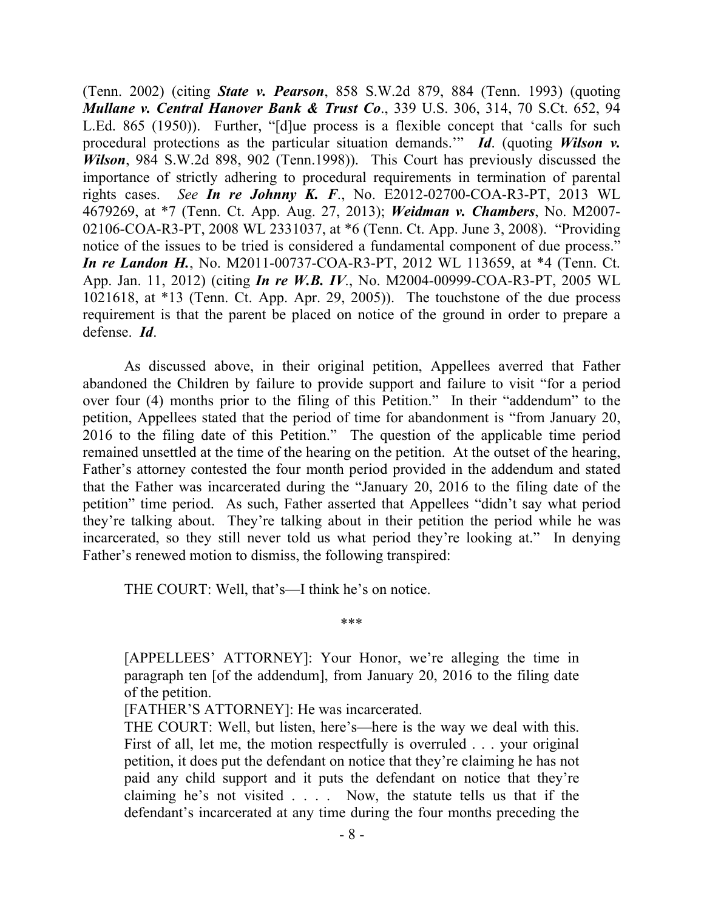(Tenn. 2002) (citing ***State v. Pearson***, 858 S.W.2d 879, 884 (Tenn. 1993) (quoting ***Mullane v. Central Hanover Bank & Trust Co***., 339 U.S. 306, 314, 70 S.Ct. 652, 94 L.Ed. 865 (1950)). Further, "[d]ue process is a flexible concept that 'calls for such procedural protections as the particular situation demands.'" ***Id***. (quoting ***Wilson v. Wilson***, 984 S.W.2d 898, 902 (Tenn.1998)). This Court has previously discussed the importance of strictly adhering to procedural requirements in termination of parental rights cases. *See* ***In re Johnny K. F***., No. E2012-02700-COA-R3-PT, 2013 WL 4679269, at *7 (Tenn. Ct. App. Aug. 27, 2013); ***Weidman v. Chambers***, No. M2007-02106-COA-R3-PT, 2008 WL 2331037, at *6 (Tenn. Ct. App. June 3, 2008). "Providing notice of the issues to be tried is considered a fundamental component of due process." ***In re Landon H.***, No. M2011-00737-COA-R3-PT, 2012 WL 113659, at *4 (Tenn. Ct. App. Jan. 11, 2012) (citing ***In re W.B. IV***., No. M2004-00999-COA-R3-PT, 2005 WL 1021618, at *13 (Tenn. Ct. App. Apr. 29, 2005)). The touchstone of the due process requirement is that the parent be placed on notice of the ground in order to prepare a defense. ***Id***.

As discussed above, in their original petition, Appellees averred that Father abandoned the Children by failure to provide support and failure to visit "for a period over four (4) months prior to the filing of this Petition." In their "addendum" to the petition, Appellees stated that the period of time for abandonment is "from January 20, 2016 to the filing date of this Petition." The question of the applicable time period remained unsettled at the time of the hearing on the petition. At the outset of the hearing, Father's attorney contested the four month period provided in the addendum and stated that the Father was incarcerated during the "January 20, 2016 to the filing date of the petition" time period. As such, Father asserted that Appellees "didn't say what period they're talking about. They're talking about in their petition the period while he was incarcerated, so they still never told us what period they're looking at." In denying Father's renewed motion to dismiss, the following transpired:

> THE COURT: Well, that's—I think he's on notice.
>
> ***
>
> [APPELLEES' ATTORNEY]: Your Honor, we're alleging the time in paragraph ten [of the addendum], from January 20, 2016 to the filing date of the petition.
>
> [FATHER'S ATTORNEY]: He was incarcerated.
>
> THE COURT: Well, but listen, here's—here is the way we deal with this. First of all, let me, the motion respectfully is overruled . . . your original petition, it does put the defendant on notice that they're claiming he has not paid any child support and it puts the defendant on notice that they're claiming he's not visited . . . . Now, the statute tells us that if the defendant's incarcerated at any time during the four months preceding the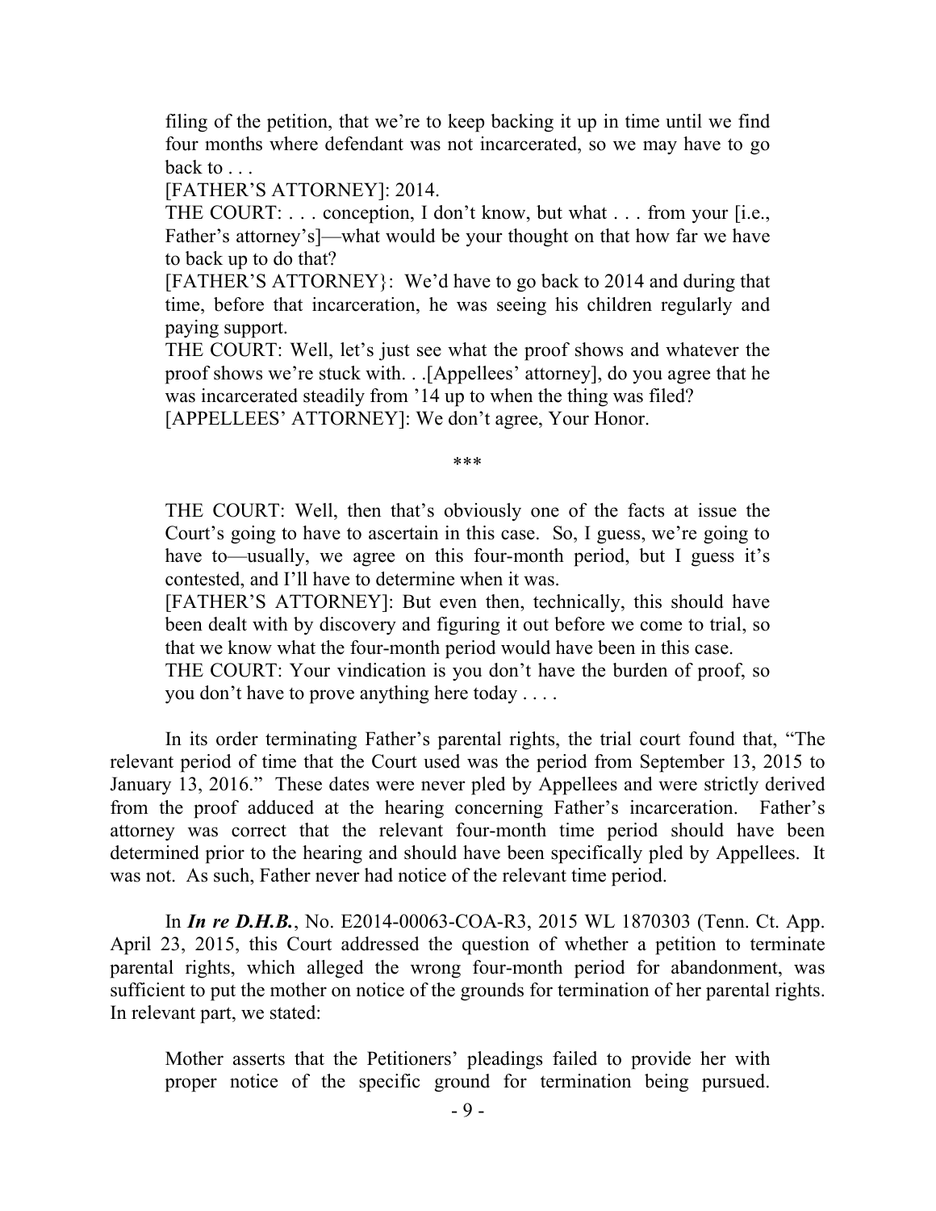> filing of the petition, that we're to keep backing it up in time until we find four months where defendant was not incarcerated, so we may have to go back to . . .
>
> [FATHER'S ATTORNEY]: 2014.
>
> THE COURT: . . . conception, I don't know, but what . . . from your [i.e., Father's attorney's]—what would be your thought on that how far we have to back up to do that?
>
> [FATHER'S ATTORNEY}: We'd have to go back to 2014 and during that time, before that incarceration, he was seeing his children regularly and paying support.
>
> THE COURT: Well, let's just see what the proof shows and whatever the proof shows we're stuck with. . .[Appellees' attorney], do you agree that he was incarcerated steadily from '14 up to when the thing was filed?
>
> [APPELLEES' ATTORNEY]: We don't agree, Your Honor.
>
> \*\*\*
>
> THE COURT: Well, then that's obviously one of the facts at issue the Court's going to have to ascertain in this case. So, I guess, we're going to have to—usually, we agree on this four-month period, but I guess it's contested, and I'll have to determine when it was.
>
> [FATHER'S ATTORNEY]: But even then, technically, this should have been dealt with by discovery and figuring it out before we come to trial, so that we know what the four-month period would have been in this case.
>
> THE COURT: Your vindication is you don't have the burden of proof, so you don't have to prove anything here today . . . .

In its order terminating Father's parental rights, the trial court found that, "The relevant period of time that the Court used was the period from September 13, 2015 to January 13, 2016." These dates were never pled by Appellees and were strictly derived from the proof adduced at the hearing concerning Father's incarceration. Father's attorney was correct that the relevant four-month time period should have been determined prior to the hearing and should have been specifically pled by Appellees. It was not. As such, Father never had notice of the relevant time period.

In ***In re D.H.B.***, No. E2014-00063-COA-R3, 2015 WL 1870303 (Tenn. Ct. App. April 23, 2015, this Court addressed the question of whether a petition to terminate parental rights, which alleged the wrong four-month period for abandonment, was sufficient to put the mother on notice of the grounds for termination of her parental rights. In relevant part, we stated:

> Mother asserts that the Petitioners' pleadings failed to provide her with proper notice of the specific ground for termination being pursued.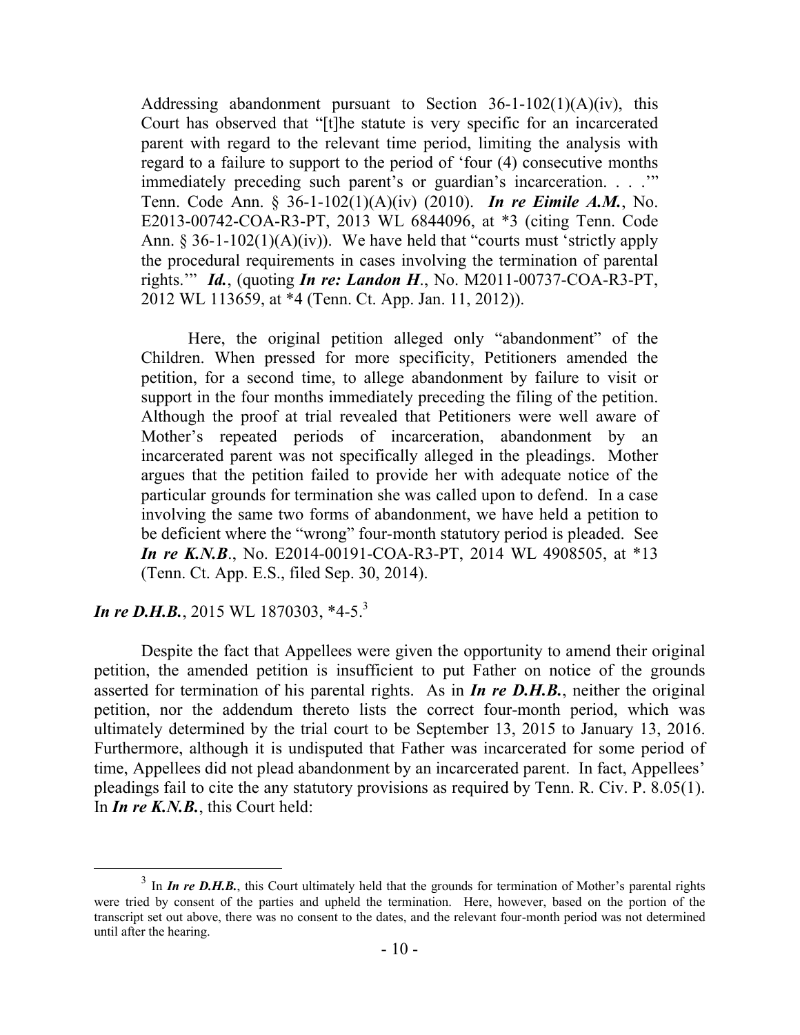> Addressing abandonment pursuant to Section 36-1-102(1)(A)(iv), this Court has observed that "[t]he statute is very specific for an incarcerated parent with regard to the relevant time period, limiting the analysis with regard to a failure to support to the period of 'four (4) consecutive months immediately preceding such parent's or guardian's incarceration. . . .'" Tenn. Code Ann. § 36-1-102(1)(A)(iv) (2010). ***In re Eimile A.M.***, No. E2013-00742-COA-R3-PT, 2013 WL 6844096, at *3 (citing Tenn. Code Ann. § 36-1-102(1)(A)(iv)). We have held that "courts must 'strictly apply the procedural requirements in cases involving the termination of parental rights.'" ***Id.***, (quoting ***In re: Landon H***., No. M2011-00737-COA-R3-PT, 2012 WL 113659, at *4 (Tenn. Ct. App. Jan. 11, 2012)).
>
> Here, the original petition alleged only "abandonment" of the Children. When pressed for more specificity, Petitioners amended the petition, for a second time, to allege abandonment by failure to visit or support in the four months immediately preceding the filing of the petition. Although the proof at trial revealed that Petitioners were well aware of Mother's repeated periods of incarceration, abandonment by an incarcerated parent was not specifically alleged in the pleadings. Mother argues that the petition failed to provide her with adequate notice of the particular grounds for termination she was called upon to defend. In a case involving the same two forms of abandonment, we have held a petition to be deficient where the "wrong" four-month statutory period is pleaded. See ***In re K.N.B***., No. E2014-00191-COA-R3-PT, 2014 WL 4908505, at *13 (Tenn. Ct. App. E.S., filed Sep. 30, 2014).

***In re D.H.B.***, 2015 WL 1870303, *4-5.[3]

Despite the fact that Appellees were given the opportunity to amend their original petition, the amended petition is insufficient to put Father on notice of the grounds asserted for termination of his parental rights. As in ***In re D.H.B.***, neither the original petition, nor the addendum thereto lists the correct four-month period, which was ultimately determined by the trial court to be September 13, 2015 to January 13, 2016. Furthermore, although it is undisputed that Father was incarcerated for some period of time, Appellees did not plead abandonment by an incarcerated parent. In fact, Appellees' pleadings fail to cite the any statutory provisions as required by Tenn. R. Civ. P. 8.05(1). In ***In re K.N.B.***, this Court held:

---

[3] In ***In re D.H.B.***, this Court ultimately held that the grounds for termination of Mother's parental rights were tried by consent of the parties and upheld the termination. Here, however, based on the portion of the transcript set out above, there was no consent to the dates, and the relevant four-month period was not determined until after the hearing.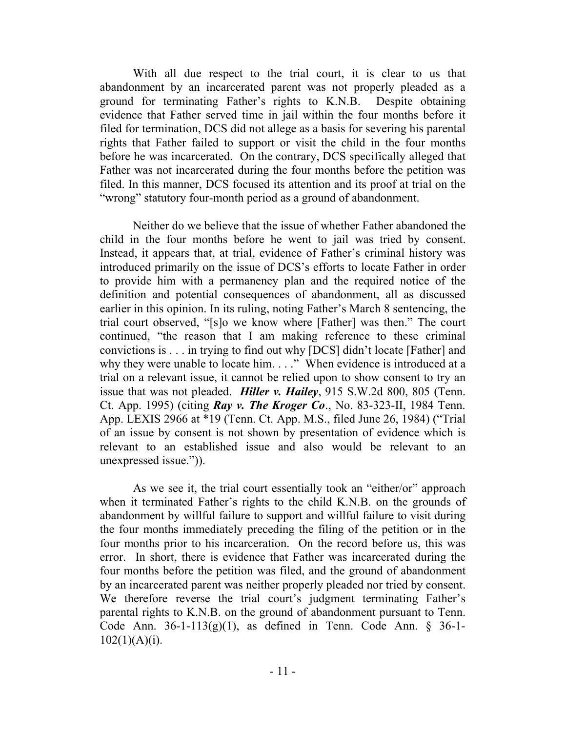With all due respect to the trial court, it is clear to us that abandonment by an incarcerated parent was not properly pleaded as a ground for terminating Father's rights to K.N.B. Despite obtaining evidence that Father served time in jail within the four months before it filed for termination, DCS did not allege as a basis for severing his parental rights that Father failed to support or visit the child in the four months before he was incarcerated. On the contrary, DCS specifically alleged that Father was not incarcerated during the four months before the petition was filed. In this manner, DCS focused its attention and its proof at trial on the "wrong" statutory four-month period as a ground of abandonment.

Neither do we believe that the issue of whether Father abandoned the child in the four months before he went to jail was tried by consent. Instead, it appears that, at trial, evidence of Father's criminal history was introduced primarily on the issue of DCS's efforts to locate Father in order to provide him with a permanency plan and the required notice of the definition and potential consequences of abandonment, all as discussed earlier in this opinion. In its ruling, noting Father's March 8 sentencing, the trial court observed, "[s]o we know where [Father] was then." The court continued, "the reason that I am making reference to these criminal convictions is . . . in trying to find out why [DCS] didn't locate [Father] and why they were unable to locate him. . . ." When evidence is introduced at a trial on a relevant issue, it cannot be relied upon to show consent to try an issue that was not pleaded. ***Hiller v. Hailey***, 915 S.W.2d 800, 805 (Tenn. Ct. App. 1995) (citing ***Ray v. The Kroger Co***., No. 83-323-II, 1984 Tenn. App. LEXIS 2966 at *19 (Tenn. Ct. App. M.S., filed June 26, 1984) ("Trial of an issue by consent is not shown by presentation of evidence which is relevant to an established issue and also would be relevant to an unexpressed issue.")).

As we see it, the trial court essentially took an "either/or" approach when it terminated Father's rights to the child K.N.B. on the grounds of abandonment by willful failure to support and willful failure to visit during the four months immediately preceding the filing of the petition or in the four months prior to his incarceration. On the record before us, this was error. In short, there is evidence that Father was incarcerated during the four months before the petition was filed, and the ground of abandonment by an incarcerated parent was neither properly pleaded nor tried by consent. We therefore reverse the trial court's judgment terminating Father's parental rights to K.N.B. on the ground of abandonment pursuant to Tenn. Code Ann. 36-1-113(g)(1), as defined in Tenn. Code Ann. § 36-1-102(1)(A)(i).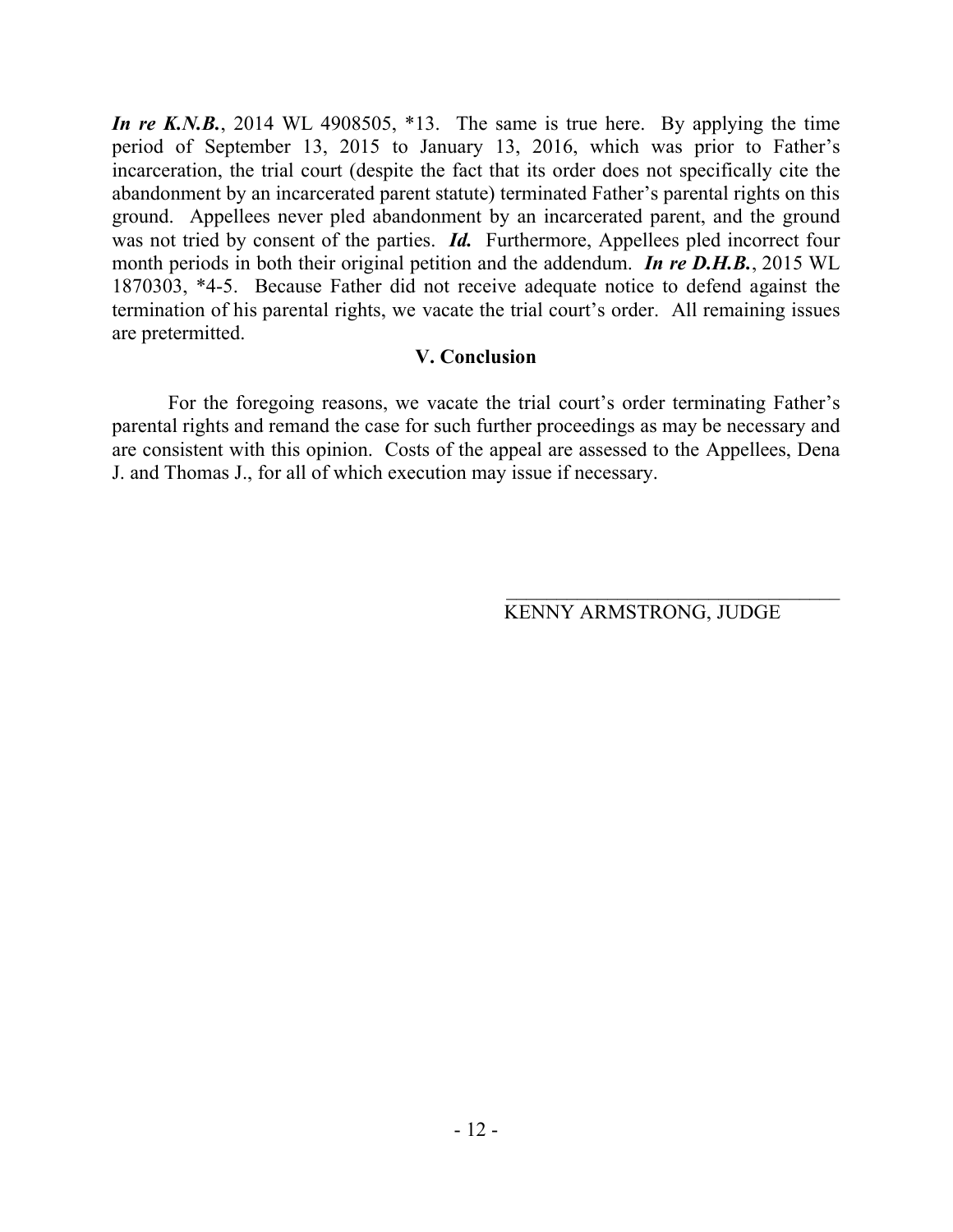***In re K.N.B.***, 2014 WL 4908505, *13. The same is true here. By applying the time period of September 13, 2015 to January 13, 2016, which was prior to Father's incarceration, the trial court (despite the fact that its order does not specifically cite the abandonment by an incarcerated parent statute) terminated Father's parental rights on this ground. Appellees never pled abandonment by an incarcerated parent, and the ground was not tried by consent of the parties. ***Id.*** Furthermore, Appellees pled incorrect four month periods in both their original petition and the addendum. ***In re D.H.B.***, 2015 WL 1870303, *4-5. Because Father did not receive adequate notice to defend against the termination of his parental rights, we vacate the trial court's order. All remaining issues are pretermitted.

## V. Conclusion

For the foregoing reasons, we vacate the trial court's order terminating Father's parental rights and remand the case for such further proceedings as may be necessary and are consistent with this opinion. Costs of the appeal are assessed to the Appellees, Dena J. and Thomas J., for all of which execution may issue if necessary.

_________________________________

KENNY ARMSTRONG, JUDGE